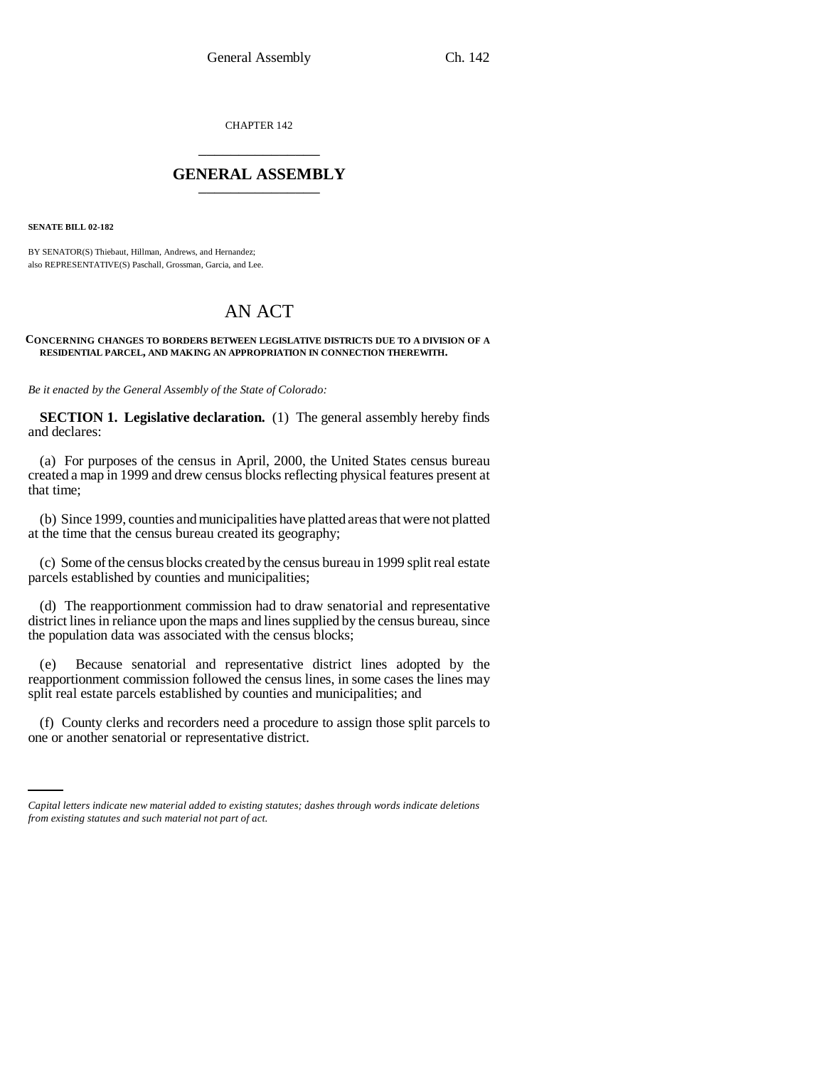CHAPTER 142

# GENERAL ASSEMBLY

**SENATE BILL 02-182**

BY SENATOR(S) Thiebaut, Hillman, Andrews, and Hernandez;
also REPRESENTATIVE(S) Paschall, Grossman, Garcia, and Lee.

## AN ACT

**CONCERNING CHANGES TO BORDERS BETWEEN LEGISLATIVE DISTRICTS DUE TO A DIVISION OF A RESIDENTIAL PARCEL, AND MAKING AN APPROPRIATION IN CONNECTION THEREWITH.**

*Be it enacted by the General Assembly of the State of Colorado:*

**SECTION 1. Legislative declaration.** (1) The general assembly hereby finds and declares:

(a) For purposes of the census in April, 2000, the United States census bureau created a map in 1999 and drew census blocks reflecting physical features present at that time;

(b) Since 1999, counties and municipalities have platted areas that were not platted at the time that the census bureau created its geography;

(c) Some of the census blocks created by the census bureau in 1999 split real estate parcels established by counties and municipalities;

(d) The reapportionment commission had to draw senatorial and representative district lines in reliance upon the maps and lines supplied by the census bureau, since the population data was associated with the census blocks;

(e) Because senatorial and representative district lines adopted by the reapportionment commission followed the census lines, in some cases the lines may split real estate parcels established by counties and municipalities; and

(f) County clerks and recorders need a procedure to assign those split parcels to one or another senatorial or representative district.

*Capital letters indicate new material added to existing statutes; dashes through words indicate deletions from existing statutes and such material not part of act.*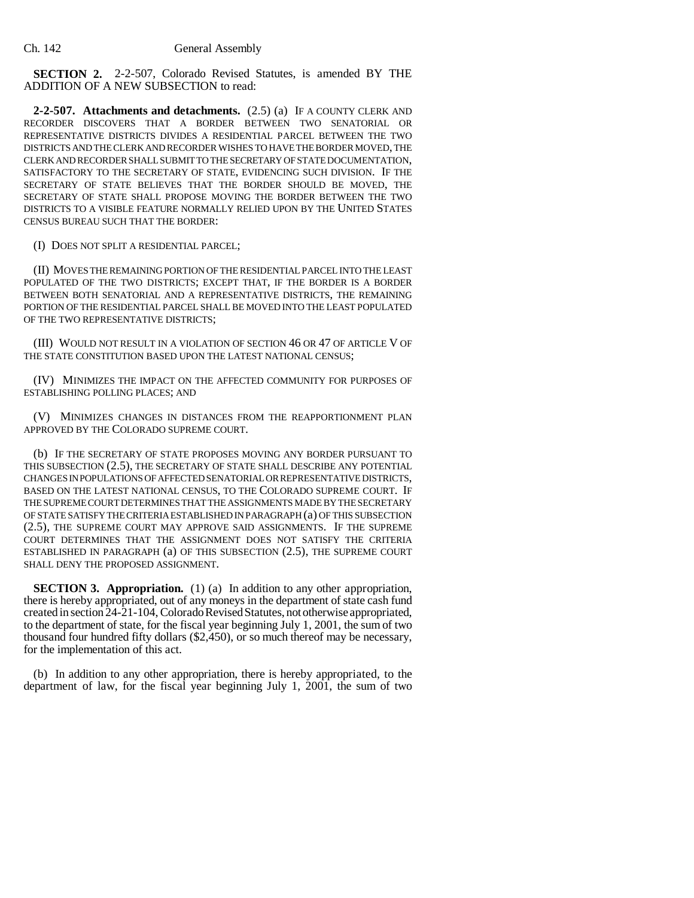**SECTION 2.** 2-2-507, Colorado Revised Statutes, is amended BY THE ADDITION OF A NEW SUBSECTION to read:

**2-2-507. Attachments and detachments.** (2.5) (a) IF A COUNTY CLERK AND RECORDER DISCOVERS THAT A BORDER BETWEEN TWO SENATORIAL OR REPRESENTATIVE DISTRICTS DIVIDES A RESIDENTIAL PARCEL BETWEEN THE TWO DISTRICTS AND THE CLERK AND RECORDER WISHES TO HAVE THE BORDER MOVED, THE CLERK AND RECORDER SHALL SUBMIT TO THE SECRETARY OF STATE DOCUMENTATION, SATISFACTORY TO THE SECRETARY OF STATE, EVIDENCING SUCH DIVISION. IF THE SECRETARY OF STATE BELIEVES THAT THE BORDER SHOULD BE MOVED, THE SECRETARY OF STATE SHALL PROPOSE MOVING THE BORDER BETWEEN THE TWO DISTRICTS TO A VISIBLE FEATURE NORMALLY RELIED UPON BY THE UNITED STATES CENSUS BUREAU SUCH THAT THE BORDER:

(I) DOES NOT SPLIT A RESIDENTIAL PARCEL;

(II) MOVES THE REMAINING PORTION OF THE RESIDENTIAL PARCEL INTO THE LEAST POPULATED OF THE TWO DISTRICTS; EXCEPT THAT, IF THE BORDER IS A BORDER BETWEEN BOTH SENATORIAL AND A REPRESENTATIVE DISTRICTS, THE REMAINING PORTION OF THE RESIDENTIAL PARCEL SHALL BE MOVED INTO THE LEAST POPULATED OF THE TWO REPRESENTATIVE DISTRICTS;

(III) WOULD NOT RESULT IN A VIOLATION OF SECTION 46 OR 47 OF ARTICLE V OF THE STATE CONSTITUTION BASED UPON THE LATEST NATIONAL CENSUS;

(IV) MINIMIZES THE IMPACT ON THE AFFECTED COMMUNITY FOR PURPOSES OF ESTABLISHING POLLING PLACES; AND

(V) MINIMIZES CHANGES IN DISTANCES FROM THE REAPPORTIONMENT PLAN APPROVED BY THE COLORADO SUPREME COURT.

(b) IF THE SECRETARY OF STATE PROPOSES MOVING ANY BORDER PURSUANT TO THIS SUBSECTION (2.5), THE SECRETARY OF STATE SHALL DESCRIBE ANY POTENTIAL CHANGES IN POPULATIONS OF AFFECTED SENATORIAL OR REPRESENTATIVE DISTRICTS, BASED ON THE LATEST NATIONAL CENSUS, TO THE COLORADO SUPREME COURT. IF THE SUPREME COURT DETERMINES THAT THE ASSIGNMENTS MADE BY THE SECRETARY OF STATE SATISFY THE CRITERIA ESTABLISHED IN PARAGRAPH (a) OF THIS SUBSECTION (2.5), THE SUPREME COURT MAY APPROVE SAID ASSIGNMENTS. IF THE SUPREME COURT DETERMINES THAT THE ASSIGNMENT DOES NOT SATISFY THE CRITERIA ESTABLISHED IN PARAGRAPH (a) OF THIS SUBSECTION (2.5), THE SUPREME COURT SHALL DENY THE PROPOSED ASSIGNMENT.

**SECTION 3. Appropriation.** (1) (a) In addition to any other appropriation, there is hereby appropriated, out of any moneys in the department of state cash fund created in section 24-21-104, Colorado Revised Statutes, not otherwise appropriated, to the department of state, for the fiscal year beginning July 1, 2001, the sum of two thousand four hundred fifty dollars ($2,450), or so much thereof may be necessary, for the implementation of this act.

(b) In addition to any other appropriation, there is hereby appropriated, to the department of law, for the fiscal year beginning July 1, 2001, the sum of two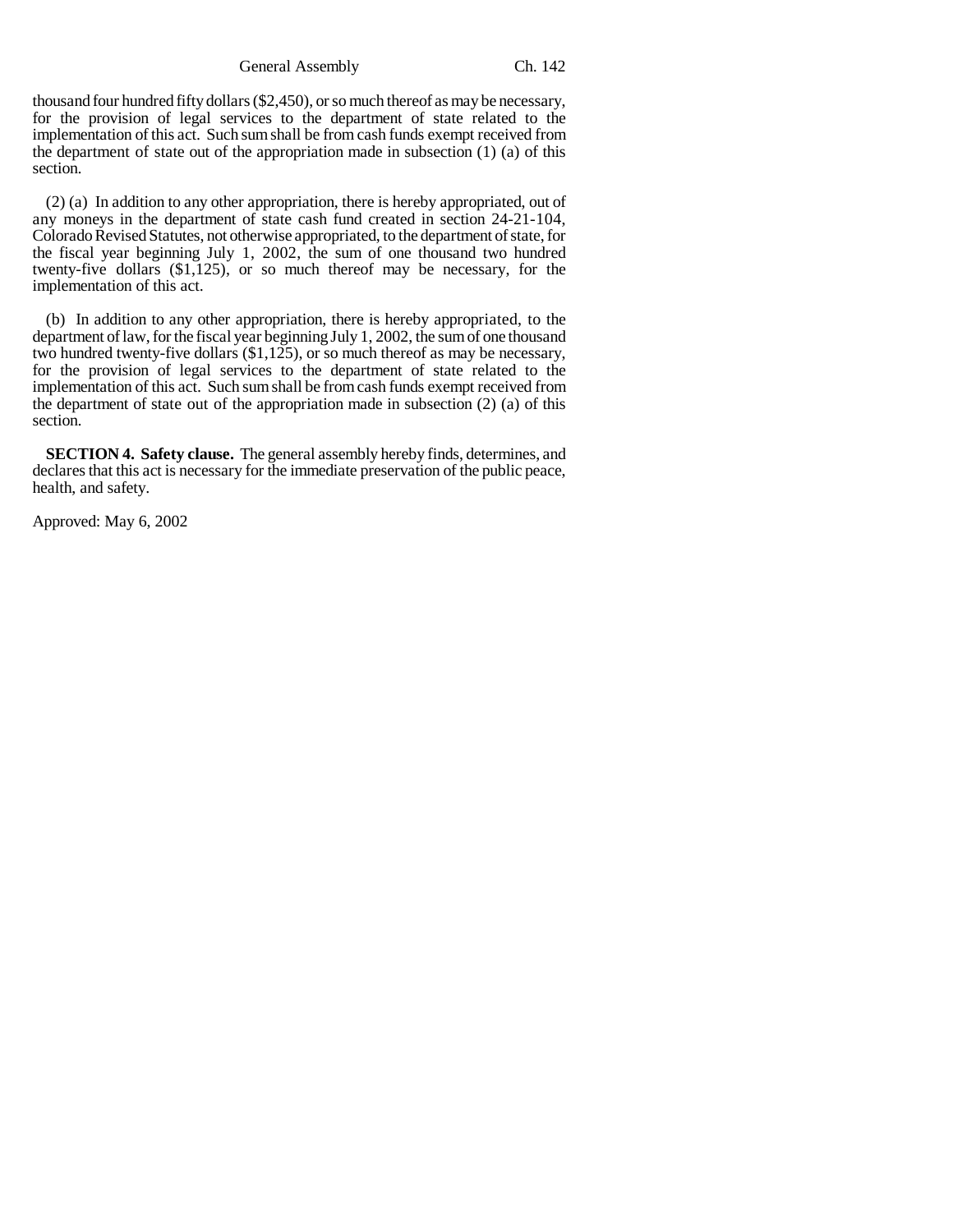thousand four hundred fifty dollars ($2,450), or so much thereof as may be necessary, for the provision of legal services to the department of state related to the implementation of this act. Such sum shall be from cash funds exempt received from the department of state out of the appropriation made in subsection (1) (a) of this section.

(2) (a) In addition to any other appropriation, there is hereby appropriated, out of any moneys in the department of state cash fund created in section 24-21-104, Colorado Revised Statutes, not otherwise appropriated, to the department of state, for the fiscal year beginning July 1, 2002, the sum of one thousand two hundred twenty-five dollars ($1,125), or so much thereof may be necessary, for the implementation of this act.

(b) In addition to any other appropriation, there is hereby appropriated, to the department of law, for the fiscal year beginning July 1, 2002, the sum of one thousand two hundred twenty-five dollars ($1,125), or so much thereof as may be necessary, for the provision of legal services to the department of state related to the implementation of this act. Such sum shall be from cash funds exempt received from the department of state out of the appropriation made in subsection (2) (a) of this section.

**SECTION 4. Safety clause.** The general assembly hereby finds, determines, and declares that this act is necessary for the immediate preservation of the public peace, health, and safety.

Approved: May 6, 2002